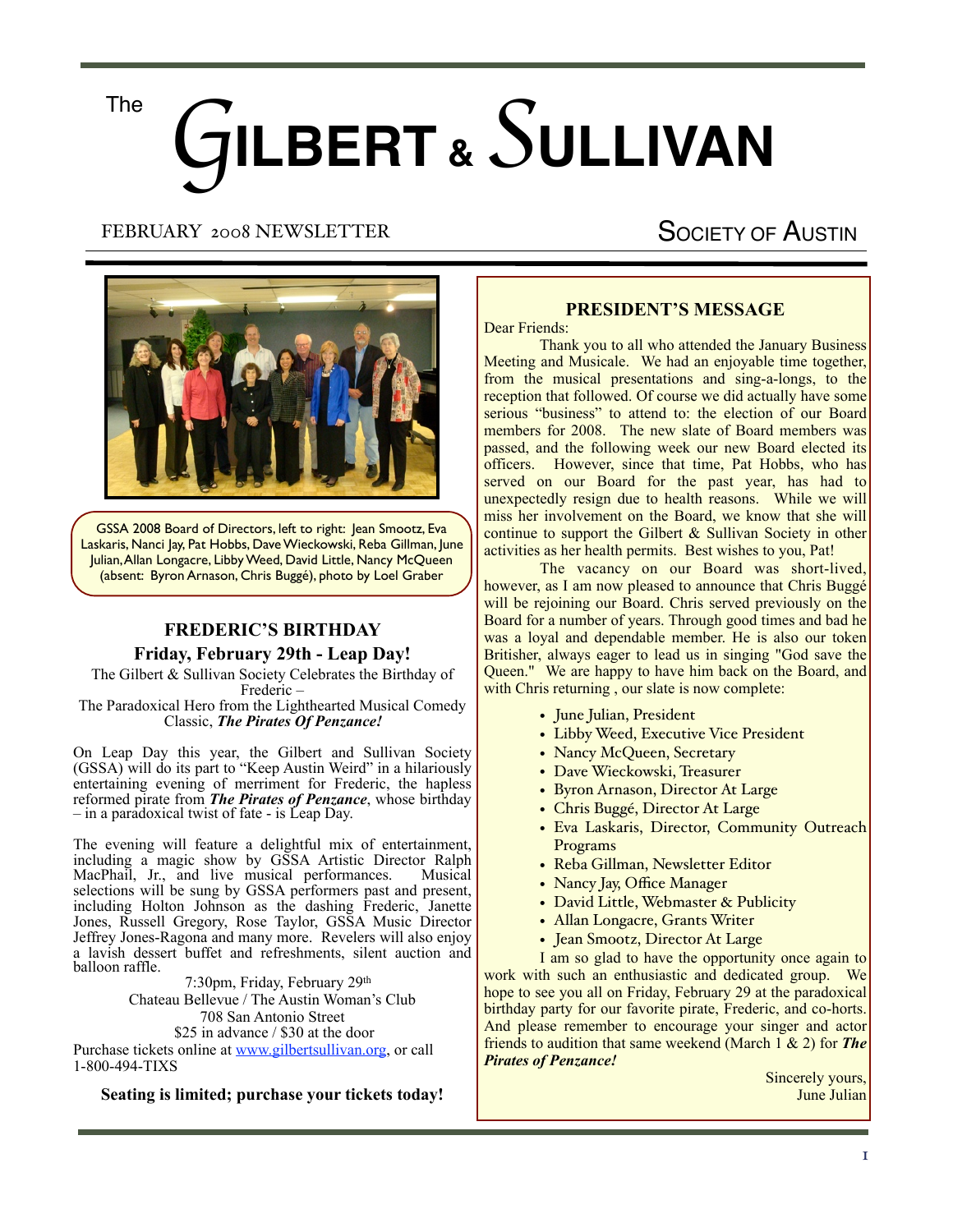# The GILBERT & SULLIVAN SOCIETY OF AUSTIN

FEBRUARY 2008 NEWSLETTER

GSSA 2008 Board of Directors, left to right: Jean Smootz, Eva Laskaris, Nanci Jay, Pat Hobbs, Dave Wieckowski, Reba Gillman, June Julian, Allan Longacre, Libby Weed, David Little, Nancy McQueen (absent: Byron Arnason, Chris Buggé), photo by Loel Graber

## FREDERIC'S BIRTHDAY

### Friday, February 29th - Leap Day!

The Gilbert & Sullivan Society Celebrates the Birthday of Frederic –
The Paradoxical Hero from the Lighthearted Musical Comedy Classic, ***The Pirates Of Penzance!***

On Leap Day this year, the Gilbert and Sullivan Society (GSSA) will do its part to "Keep Austin Weird" in a hilariously entertaining evening of merriment for Frederic, the hapless reformed pirate from ***The Pirates of Penzance***, whose birthday – in a paradoxical twist of fate - is Leap Day.

The evening will feature a delightful mix of entertainment, including a magic show by GSSA Artistic Director Ralph MacPhail, Jr., and live musical performances. Musical selections will be sung by GSSA performers past and present, including Holton Johnson as the dashing Frederic, Janette Jones, Russell Gregory, Rose Taylor, GSSA Music Director Jeffrey Jones-Ragona and many more. Revelers will also enjoy a lavish dessert buffet and refreshments, silent auction and balloon raffle.

7:30pm, Friday, February 29th
Chateau Bellevue / The Austin Woman's Club
708 San Antonio Street
$25 in advance / $30 at the door

Purchase tickets online at www.gilbertsullivan.org, or call 1-800-494-TIXS

**Seating is limited; purchase your tickets today!**

## PRESIDENT'S MESSAGE

Dear Friends:

Thank you to all who attended the January Business Meeting and Musicale. We had an enjoyable time together, from the musical presentations and sing-a-longs, to the reception that followed. Of course we did actually have some serious "business" to attend to: the election of our Board members for 2008. The new slate of Board members was passed, and the following week our new Board elected its officers. However, since that time, Pat Hobbs, who has served on our Board for the past year, has had to unexpectedly resign due to health reasons. While we will miss her involvement on the Board, we know that she will continue to support the Gilbert & Sullivan Society in other activities as her health permits. Best wishes to you, Pat!

The vacancy on our Board was short-lived, however, as I am now pleased to announce that Chris Buggé will be rejoining our Board. Chris served previously on the Board for a number of years. Through good times and bad he was a loyal and dependable member. He is also our token Britisher, always eager to lead us in singing "God save the Queen." We are happy to have him back on the Board, and with Chris returning , our slate is now complete:

- June Julian, President
- Libby Weed, Executive Vice President
- Nancy McQueen, Secretary
- Dave Wieckowski, Treasurer
- Byron Arnason, Director At Large
- Chris Buggé, Director At Large
- Eva Laskaris, Director, Community Outreach Programs
- Reba Gillman, Newsletter Editor
- Nancy Jay, Office Manager
- David Little, Webmaster & Publicity
- Allan Longacre, Grants Writer
- Jean Smootz, Director At Large

I am so glad to have the opportunity once again to work with such an enthusiastic and dedicated group. We hope to see you all on Friday, February 29 at the paradoxical birthday party for our favorite pirate, Frederic, and co-horts. And please remember to encourage your singer and actor friends to audition that same weekend (March 1 & 2) for ***The Pirates of Penzance!***

Sincerely yours,
June Julian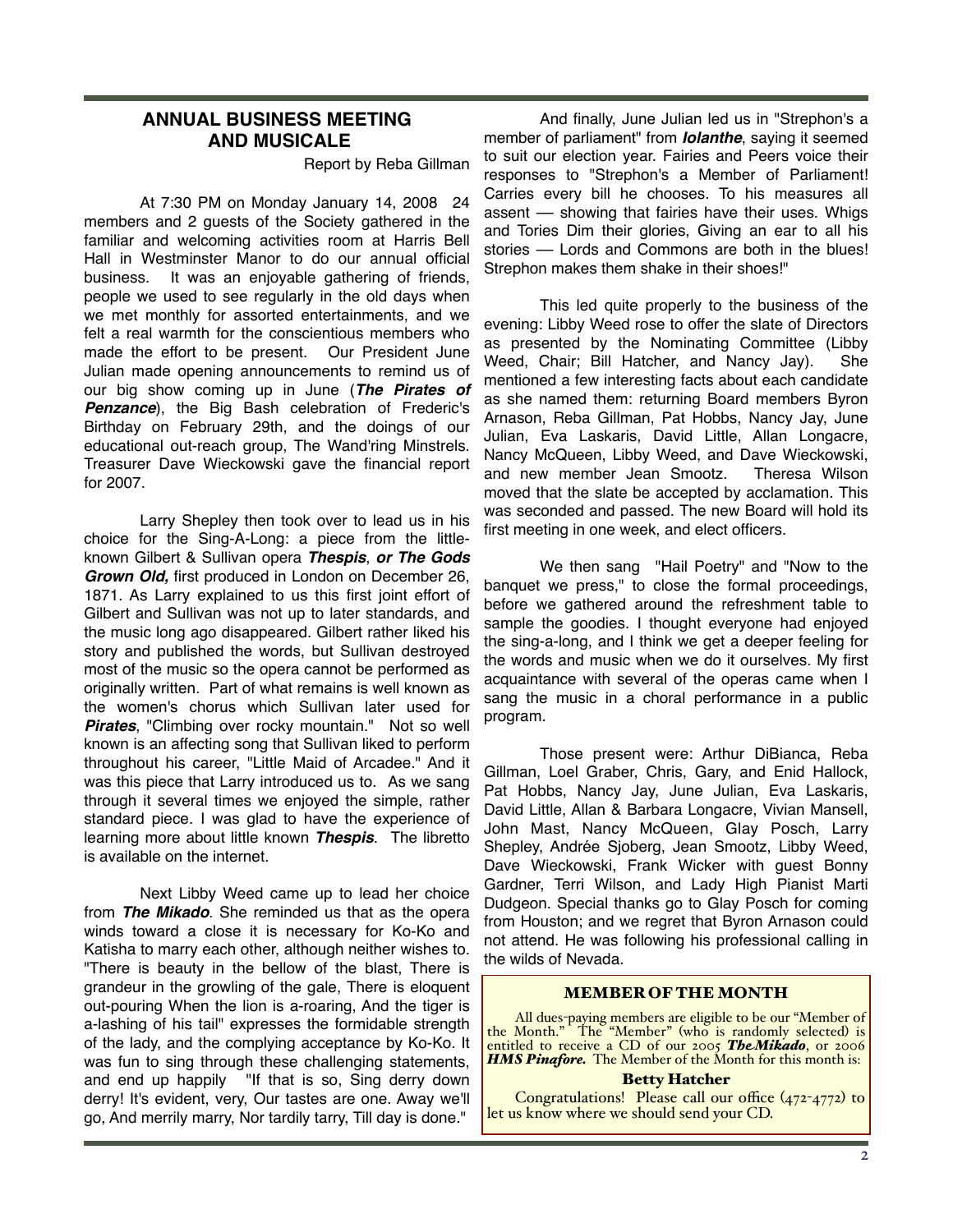## ANNUAL BUSINESS MEETING AND MUSICALE

Report by Reba Gillman

At 7:30 PM on Monday January 14, 2008 24 members and 2 guests of the Society gathered in the familiar and welcoming activities room at Harris Bell Hall in Westminster Manor to do our annual official business. It was an enjoyable gathering of friends, people we used to see regularly in the old days when we met monthly for assorted entertainments, and we felt a real warmth for the conscientious members who made the effort to be present. Our President June Julian made opening announcements to remind us of our big show coming up in June (***The Pirates of Penzance***), the Big Bash celebration of Frederic's Birthday on February 29th, and the doings of our educational out-reach group, The Wand'ring Minstrels. Treasurer Dave Wieckowski gave the financial report for 2007.

Larry Shepley then took over to lead us in his choice for the Sing-A-Long: a piece from the little-known Gilbert & Sullivan opera ***Thespis***, ***or The Gods Grown Old,*** first produced in London on December 26, 1871. As Larry explained to us this first joint effort of Gilbert and Sullivan was not up to later standards, and the music long ago disappeared. Gilbert rather liked his story and published the words, but Sullivan destroyed most of the music so the opera cannot be performed as originally written. Part of what remains is well known as the women's chorus which Sullivan later used for ***Pirates***, "Climbing over rocky mountain." Not so well known is an affecting song that Sullivan liked to perform throughout his career, "Little Maid of Arcadee." And it was this piece that Larry introduced us to. As we sang through it several times we enjoyed the simple, rather standard piece. I was glad to have the experience of learning more about little known ***Thespis***. The libretto is available on the internet.

Next Libby Weed came up to lead her choice from ***The Mikado***. She reminded us that as the opera winds toward a close it is necessary for Ko-Ko and Katisha to marry each other, although neither wishes to. "There is beauty in the bellow of the blast, There is grandeur in the growling of the gale, There is eloquent out-pouring When the lion is a-roaring, And the tiger is a-lashing of his tail" expresses the formidable strength of the lady, and the complying acceptance by Ko-Ko. It was fun to sing through these challenging statements, and end up happily "If that is so, Sing derry down derry! It's evident, very, Our tastes are one. Away we'll go, And merrily marry, Nor tardily tarry, Till day is done."

And finally, June Julian led us in "Strephon's a member of parliament" from ***Iolanthe***, saying it seemed to suit our election year. Fairies and Peers voice their responses to "Strephon's a Member of Parliament! Carries every bill he chooses. To his measures all assent — showing that fairies have their uses. Whigs and Tories Dim their glories, Giving an ear to all his stories — Lords and Commons are both in the blues! Strephon makes them shake in their shoes!"

This led quite properly to the business of the evening: Libby Weed rose to offer the slate of Directors as presented by the Nominating Committee (Libby Weed, Chair; Bill Hatcher, and Nancy Jay). She mentioned a few interesting facts about each candidate as she named them: returning Board members Byron Arnason, Reba Gillman, Pat Hobbs, Nancy Jay, June Julian, Eva Laskaris, David Little, Allan Longacre, Nancy McQueen, Libby Weed, and Dave Wieckowski, and new member Jean Smootz. Theresa Wilson moved that the slate be accepted by acclamation. This was seconded and passed. The new Board will hold its first meeting in one week, and elect officers.

We then sang "Hail Poetry" and "Now to the banquet we press," to close the formal proceedings, before we gathered around the refreshment table to sample the goodies. I thought everyone had enjoyed the sing-a-long, and I think we get a deeper feeling for the words and music when we do it ourselves. My first acquaintance with several of the operas came when I sang the music in a choral performance in a public program.

Those present were: Arthur DiBianca, Reba Gillman, Loel Graber, Chris, Gary, and Enid Hallock, Pat Hobbs, Nancy Jay, June Julian, Eva Laskaris, David Little, Allan & Barbara Longacre, Vivian Mansell, John Mast, Nancy McQueen, Glay Posch, Larry Shepley, Andrée Sjoberg, Jean Smootz, Libby Weed, Dave Wieckowski, Frank Wicker with guest Bonny Gardner, Terri Wilson, and Lady High Pianist Marti Dudgeon. Special thanks go to Glay Posch for coming from Houston; and we regret that Byron Arnason could not attend. He was following his professional calling in the wilds of Nevada.

### MEMBER OF THE MONTH

All dues-paying members are eligible to be our "Member of the Month." The "Member" (who is randomly selected) is entitled to receive a CD of our 2005 ***The Mikado***, or 2006 ***HMS Pinafore.*** The Member of the Month for this month is:

**Betty Hatcher**

Congratulations! Please call our office (472-4772) to let us know where we should send your CD.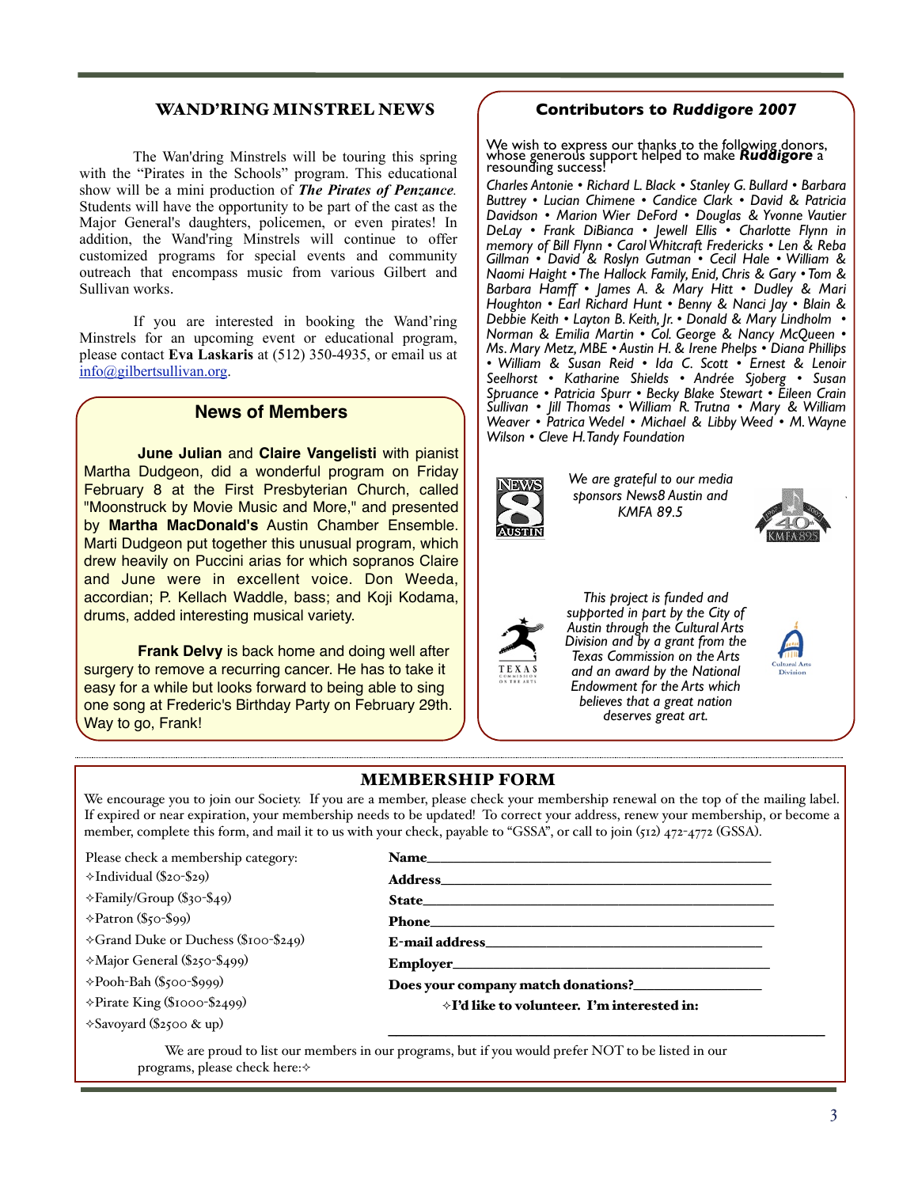## WAND'RING MINSTREL NEWS

The Wan'dring Minstrels will be touring this spring with the "Pirates in the Schools" program. This educational show will be a mini production of ***The Pirates of Penzance***. Students will have the opportunity to be part of the cast as the Major General's daughters, policemen, or even pirates! In addition, the Wand'ring Minstrels will continue to offer customized programs for special events and community outreach that encompass music from various Gilbert and Sullivan works.

If you are interested in booking the Wand'ring Minstrels for an upcoming event or educational program, please contact **Eva Laskaris** at (512) 350-4935, or email us at info@gilbertsullivan.org.

## News of Members

**June Julian** and **Claire Vangelisti** with pianist Martha Dudgeon, did a wonderful program on Friday February 8 at the First Presbyterian Church, called "Moonstruck by Movie Music and More," and presented by **Martha MacDonald's** Austin Chamber Ensemble. Marti Dudgeon put together this unusual program, which drew heavily on Puccini arias for which sopranos Claire and June were in excellent voice. Don Weeda, accordian; P. Kellach Waddle, bass; and Koji Kodama, drums, added interesting musical variety.

**Frank Delvy** is back home and doing well after surgery to remove a recurring cancer. He has to take it easy for a while but looks forward to being able to sing one song at Frederic's Birthday Party on February 29th. Way to go, Frank!

## Contributors to *Ruddigore* 2007

We wish to express our thanks to the following donors, whose generous support helped to make ***Ruddigore*** a resounding success!

*Charles Antonie • Richard L. Black • Stanley G. Bullard • Barbara Buttrey • Lucian Chimene • Candice Clark • David & Patricia Davidson • Marion Wier DeFord • Douglas & Yvonne Vautier DeLay • Frank DiBianca • Jewell Ellis • Charlotte Flynn in memory of Bill Flynn • Carol Whitcraft Fredericks • Len & Reba Gillman • David & Roslyn Gutman • Cecil Hale • William & Naomi Haight • The Hallock Family, Enid, Chris & Gary • Tom & Barbara Hamff • James A. & Mary Hitt • Dudley & Mari Houghton • Earl Richard Hunt • Benny & Nanci Jay • Blain & Debbie Keith • Layton B. Keith, Jr. • Donald & Mary Lindholm • Norman & Emilia Martin • Col. George & Nancy McQueen • Ms. Mary Metz, MBE • Austin H. & Irene Phelps • Diana Phillips • William & Susan Reid • Ida C. Scott • Ernest & Lenoir Seelhorst • Katharine Shields • Andrée Sjoberg • Susan Spruance • Patricia Spurr • Becky Blake Stewart • Eileen Crain Sullivan • Jill Thomas • William R. Trutna • Mary & William Weaver • Patrica Wedel • Michael & Libby Weed • M. Wayne Wilson • Cleve H. Tandy Foundation*

*We are grateful to our media sponsors News8 Austin and KMFA 89.5*

*This project is funded and supported in part by the City of Austin through the Cultural Arts Division and by a grant from the Texas Commission on the Arts and an award by the National Endowment for the Arts which believes that a great nation deserves great art.*

## MEMBERSHIP FORM

We encourage you to join our Society. If you are a member, please check your membership renewal on the top of the mailing label. If expired or near expiration, your membership needs to be updated! To correct your address, renew your membership, or become a member, complete this form, and mail it to us with your check, payable to "GSSA", or call to join (512) 472-4772 (GSSA).

Please check a membership category:

- ✧Individual ($20-$29)
- ✧Family/Group ($30-$49)
- ✧Patron ($50-$99)
- ✧Grand Duke or Duchess ($100-$249)
- ✧Major General ($250-$499)
- ✧Pooh-Bah ($500-$999)
- ✧Pirate King ($1000-$2499)
- ✧Savoyard ($2500 & up)

**Name**\_\_\_\_\_\_\_\_\_\_\_\_\_\_\_\_\_\_\_\_\_\_\_\_\_\_\_\_\_\_\_\_\_\_\_\_

**Address**\_\_\_\_\_\_\_\_\_\_\_\_\_\_\_\_\_\_\_\_\_\_\_\_\_\_\_\_\_\_\_\_\_\_

**State**\_\_\_\_\_\_\_\_\_\_\_\_\_\_\_\_\_\_\_\_\_\_\_\_\_\_\_\_\_\_\_\_\_\_\_\_

**Phone**\_\_\_\_\_\_\_\_\_\_\_\_\_\_\_\_\_\_\_\_\_\_\_\_\_\_\_\_\_\_\_\_\_\_\_

**E-mail address**\_\_\_\_\_\_\_\_\_\_\_\_\_\_\_\_\_\_\_\_\_\_\_\_\_\_\_\_

**Employer**\_\_\_\_\_\_\_\_\_\_\_\_\_\_\_\_\_\_\_\_\_\_\_\_\_\_\_\_\_\_\_\_

**Does your company match donations?**\_\_\_\_\_\_\_\_\_\_\_\_

✧**I'd like to volunteer. I'm interested in:**

\_\_\_\_\_\_\_\_\_\_\_\_\_\_\_\_\_\_\_\_\_\_\_\_\_\_\_\_\_\_\_\_\_\_\_\_\_\_\_\_\_\_\_\_

We are proud to list our members in our programs, but if you would prefer NOT to be listed in our programs, please check here:✧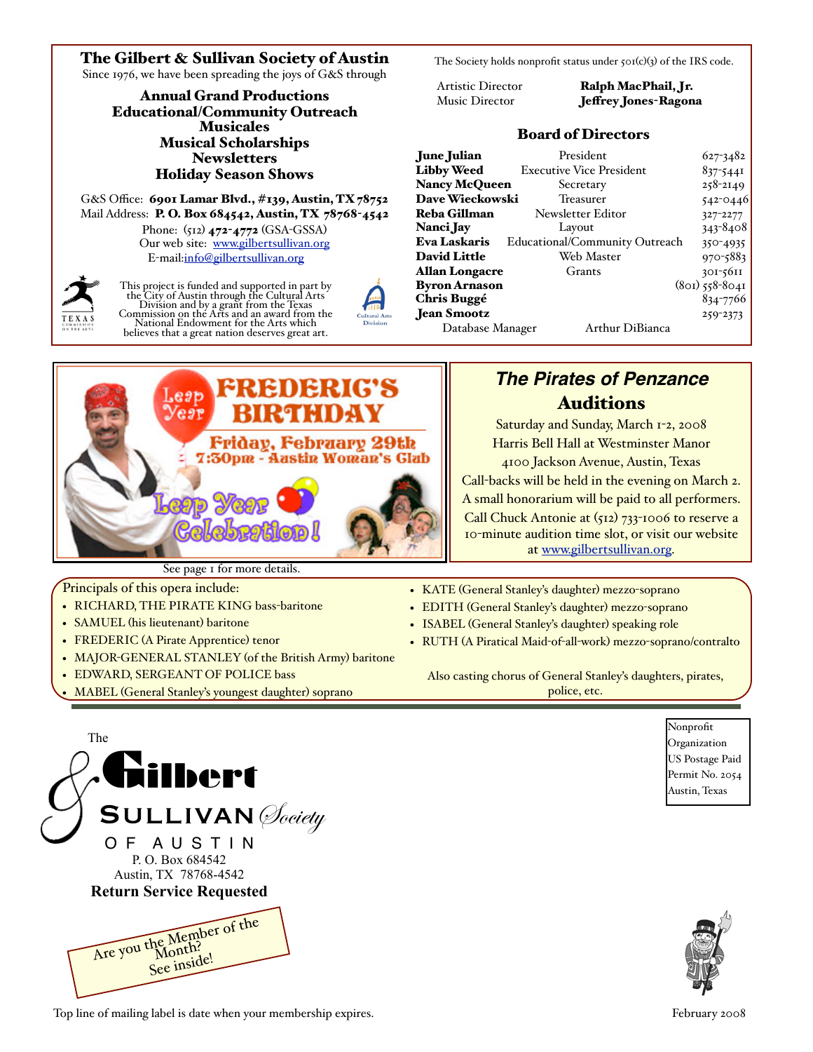## The Gilbert & Sullivan Society of Austin

Since 1976, we have been spreading the joys of G&S through

**Annual Grand Productions**
**Educational/Community Outreach**
**Musicales**
**Musical Scholarships**
**Newsletters**
**Holiday Season Shows**

G&S Office: **6901 Lamar Blvd., #139, Austin, TX 78752**
Mail Address: **P. O. Box 684542, Austin, TX 78768-4542**
Phone: (512) **472-4772** (GSA-GSSA)
Our web site: www.gilbertsullivan.org
E-mail: info@gilbertsullivan.org

This project is funded and supported in part by the City of Austin through the Cultural Arts Division and by a grant from the Texas Commission on the Arts and an award from the National Endowment for the Arts which believes that a great nation deserves great art.

The Society holds nonprofit status under 501(c)(3) of the IRS code.

| | |
|---|---|
| Artistic Director | **Ralph MacPhail, Jr.** |
| Music Director | **Jeffrey Jones-Ragona** |

### Board of Directors

| | | |
|---|---|---|
| **June Julian** | President | 627-3482 |
| **Libby Weed** | Executive Vice President | 837-5441 |
| **Nancy McQueen** | Secretary | 258-2149 |
| **Dave Wieckowski** | Treasurer | 542-0446 |
| **Reba Gillman** | Newsletter Editor | 327-2277 |
| **Nanci Jay** | Layout | 343-8408 |
| **Eva Laskaris** | Educational/Community Outreach | 350-4935 |
| **David Little** | Web Master | 970-5883 |
| **Allan Longacre** | Grants | 301-5611 |
| **Byron Arnason** | | (801) 558-8041 |
| **Chris Buggé** | | 834-7766 |
| **Jean Smootz** | | 259-2373 |
| Database Manager | Arthur DiBianca | |

**Frederic's Birthday**
Friday, February 29th
7:30pm - Austin Woman's Club
Leap Year Celebration!

See page 1 for more details.

## *The Pirates of Penzance* Auditions

Saturday and Sunday, March 1-2, 2008
Harris Bell Hall at Westminster Manor
4100 Jackson Avenue, Austin, Texas
Call-backs will be held in the evening on March 2.
A small honorarium will be paid to all performers.
Call Chuck Antonie at (512) 733-1006 to reserve a 10-minute audition time slot, or visit our website at www.gilbertsullivan.org.

Principals of this opera include:

- RICHARD, THE PIRATE KING bass-baritone
- SAMUEL (his lieutenant) baritone
- FREDERIC (A Pirate Apprentice) tenor
- MAJOR-GENERAL STANLEY (of the British Army) baritone
- EDWARD, SERGEANT OF POLICE bass
- MABEL (General Stanley's youngest daughter) soprano
- KATE (General Stanley's daughter) mezzo-soprano
- EDITH (General Stanley's daughter) mezzo-soprano
- ISABEL (General Stanley's daughter) speaking role
- RUTH (A Piratical Maid-of-all-work) mezzo-soprano/contralto

Also casting chorus of General Stanley's daughters, pirates, police, etc.

The Gilbert & Sullivan Society of Austin
P. O. Box 684542
Austin, TX 78768-4542
**Return Service Requested**

Nonprofit Organization
US Postage Paid
Permit No. 2054
Austin, Texas

Are you the Member of the Month? See inside!

Top line of mailing label is date when your membership expires.

February 2008